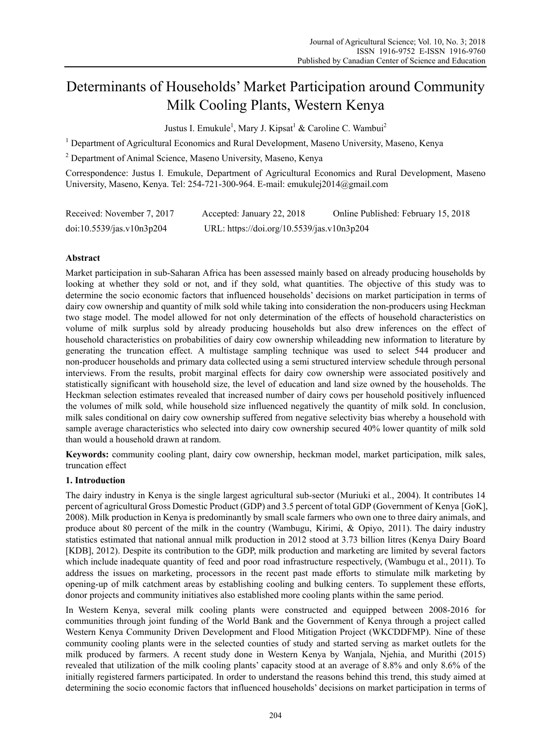# Determinants of Households' Market Participation around Community Milk Cooling Plants, Western Kenya

Justus I. Emukule[1], Mary J. Kipsat[1] & Caroline C. Wambui[2]

[1] Department of Agricultural Economics and Rural Development, Maseno University, Maseno, Kenya

[2] Department of Animal Science, Maseno University, Maseno, Kenya

Correspondence: Justus I. Emukule, Department of Agricultural Economics and Rural Development, Maseno University, Maseno, Kenya. Tel: 254-721-300-964. E-mail: emukulej2014@gmail.com

Received: November 7, 2017  Accepted: January 22, 2018  Online Published: February 15, 2018

doi:10.5539/jas.v10n3p204  URL: https://doi.org/10.5539/jas.v10n3p204

## Abstract

Market participation in sub-Saharan Africa has been assessed mainly based on already producing households by looking at whether they sold or not, and if they sold, what quantities. The objective of this study was to determine the socio economic factors that influenced households' decisions on market participation in terms of dairy cow ownership and quantity of milk sold while taking into consideration the non-producers using Heckman two stage model. The model allowed for not only determination of the effects of household characteristics on volume of milk surplus sold by already producing households but also drew inferences on the effect of household characteristics on probabilities of dairy cow ownership whileadding new information to literature by generating the truncation effect. A multistage sampling technique was used to select 544 producer and non-producer households and primary data collected using a semi structured interview schedule through personal interviews. From the results, probit marginal effects for dairy cow ownership were associated positively and statistically significant with household size, the level of education and land size owned by the households. The Heckman selection estimates revealed that increased number of dairy cows per household positively influenced the volumes of milk sold, while household size influenced negatively the quantity of milk sold. In conclusion, milk sales conditional on dairy cow ownership suffered from negative selectivity bias whereby a household with sample average characteristics who selected into dairy cow ownership secured 40% lower quantity of milk sold than would a household drawn at random.

**Keywords:** community cooling plant, dairy cow ownership, heckman model, market participation, milk sales, truncation effect

## 1. Introduction

The dairy industry in Kenya is the single largest agricultural sub-sector (Muriuki et al., 2004). It contributes 14 percent of agricultural Gross Domestic Product (GDP) and 3.5 percent of total GDP (Government of Kenya [GoK], 2008). Milk production in Kenya is predominantly by small scale farmers who own one to three dairy animals, and produce about 80 percent of the milk in the country (Wambugu, Kirimi, & Opiyo, 2011). The dairy industry statistics estimated that national annual milk production in 2012 stood at 3.73 billion litres (Kenya Dairy Board [KDB], 2012). Despite its contribution to the GDP, milk production and marketing are limited by several factors which include inadequate quantity of feed and poor road infrastructure respectively, (Wambugu et al., 2011). To address the issues on marketing, processors in the recent past made efforts to stimulate milk marketing by opening-up of milk catchment areas by establishing cooling and bulking centers. To supplement these efforts, donor projects and community initiatives also established more cooling plants within the same period.

In Western Kenya, several milk cooling plants were constructed and equipped between 2008-2016 for communities through joint funding of the World Bank and the Government of Kenya through a project called Western Kenya Community Driven Development and Flood Mitigation Project (WKCDDFMP). Nine of these community cooling plants were in the selected counties of study and started serving as market outlets for the milk produced by farmers. A recent study done in Western Kenya by Wanjala, Njehia, and Murithi (2015) revealed that utilization of the milk cooling plants' capacity stood at an average of 8.8% and only 8.6% of the initially registered farmers participated. In order to understand the reasons behind this trend, this study aimed at determining the socio economic factors that influenced households' decisions on market participation in terms of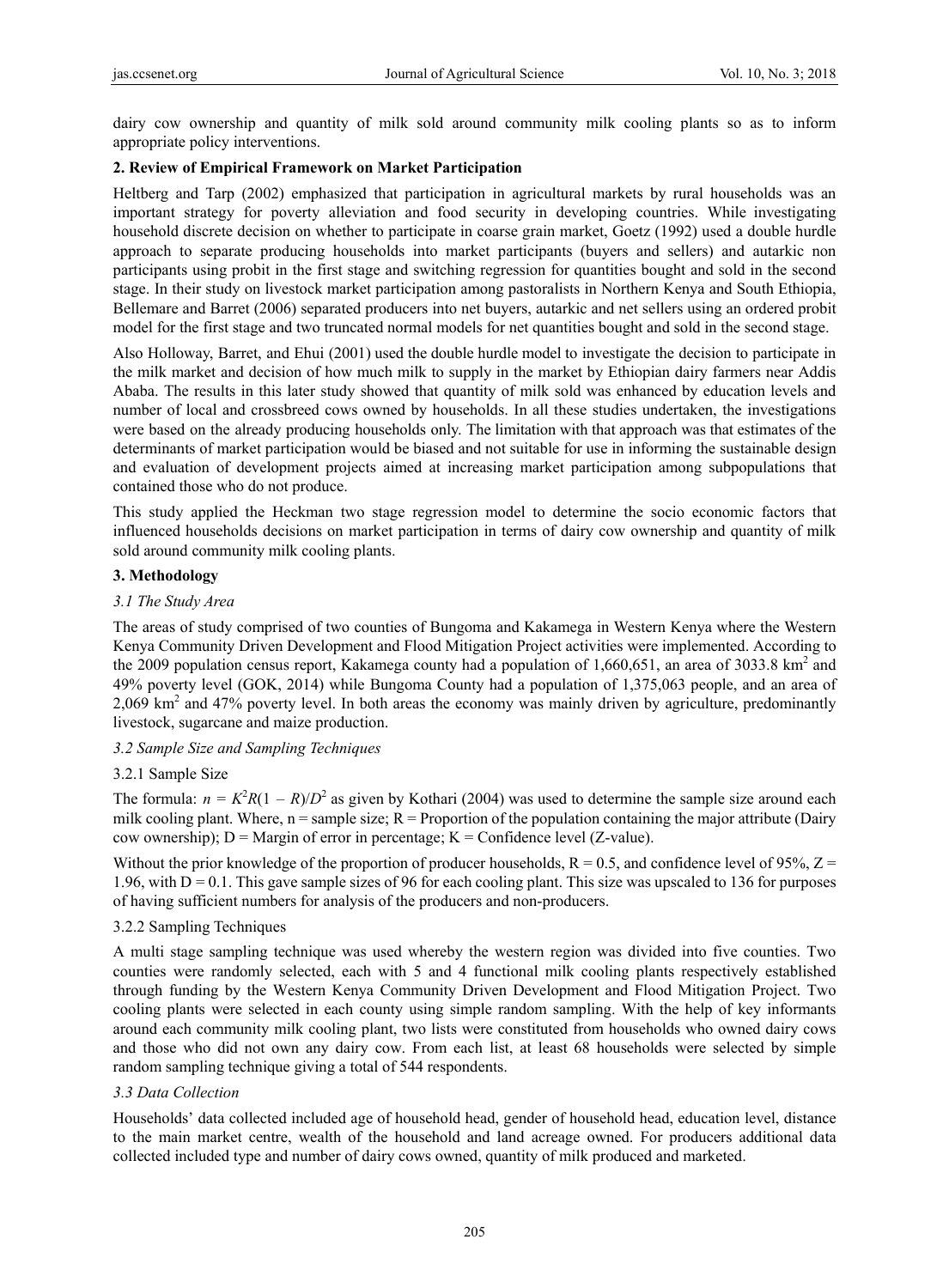dairy cow ownership and quantity of milk sold around community milk cooling plants so as to inform appropriate policy interventions.

## 2. Review of Empirical Framework on Market Participation

Heltberg and Tarp (2002) emphasized that participation in agricultural markets by rural households was an important strategy for poverty alleviation and food security in developing countries. While investigating household discrete decision on whether to participate in coarse grain market, Goetz (1992) used a double hurdle approach to separate producing households into market participants (buyers and sellers) and autarkic non participants using probit in the first stage and switching regression for quantities bought and sold in the second stage. In their study on livestock market participation among pastoralists in Northern Kenya and South Ethiopia, Bellemare and Barret (2006) separated producers into net buyers, autarkic and net sellers using an ordered probit model for the first stage and two truncated normal models for net quantities bought and sold in the second stage.

Also Holloway, Barret, and Ehui (2001) used the double hurdle model to investigate the decision to participate in the milk market and decision of how much milk to supply in the market by Ethiopian dairy farmers near Addis Ababa. The results in this later study showed that quantity of milk sold was enhanced by education levels and number of local and crossbreed cows owned by households. In all these studies undertaken, the investigations were based on the already producing households only. The limitation with that approach was that estimates of the determinants of market participation would be biased and not suitable for use in informing the sustainable design and evaluation of development projects aimed at increasing market participation among subpopulations that contained those who do not produce.

This study applied the Heckman two stage regression model to determine the socio economic factors that influenced households decisions on market participation in terms of dairy cow ownership and quantity of milk sold around community milk cooling plants.

## 3. Methodology

### *3.1 The Study Area*

The areas of study comprised of two counties of Bungoma and Kakamega in Western Kenya where the Western Kenya Community Driven Development and Flood Mitigation Project activities were implemented. According to the 2009 population census report, Kakamega county had a population of 1,660,651, an area of 3033.8 km$^2$ and 49% poverty level (GOK, 2014) while Bungoma County had a population of 1,375,063 people, and an area of 2,069 km$^2$ and 47% poverty level. In both areas the economy was mainly driven by agriculture, predominantly livestock, sugarcane and maize production.

### *3.2 Sample Size and Sampling Techniques*

#### 3.2.1 Sample Size

The formula: $n = K^2R(1 - R)/D^2$ as given by Kothari (2004) was used to determine the sample size around each milk cooling plant. Where, n = sample size; R = Proportion of the population containing the major attribute (Dairy cow ownership); D = Margin of error in percentage; K = Confidence level (Z-value).

Without the prior knowledge of the proportion of producer households, R = 0.5, and confidence level of 95%, Z = 1.96, with D = 0.1. This gave sample sizes of 96 for each cooling plant. This size was upscaled to 136 for purposes of having sufficient numbers for analysis of the producers and non-producers.

#### 3.2.2 Sampling Techniques

A multi stage sampling technique was used whereby the western region was divided into five counties. Two counties were randomly selected, each with 5 and 4 functional milk cooling plants respectively established through funding by the Western Kenya Community Driven Development and Flood Mitigation Project. Two cooling plants were selected in each county using simple random sampling. With the help of key informants around each community milk cooling plant, two lists were constituted from households who owned dairy cows and those who did not own any dairy cow. From each list, at least 68 households were selected by simple random sampling technique giving a total of 544 respondents.

### *3.3 Data Collection*

Households' data collected included age of household head, gender of household head, education level, distance to the main market centre, wealth of the household and land acreage owned. For producers additional data collected included type and number of dairy cows owned, quantity of milk produced and marketed.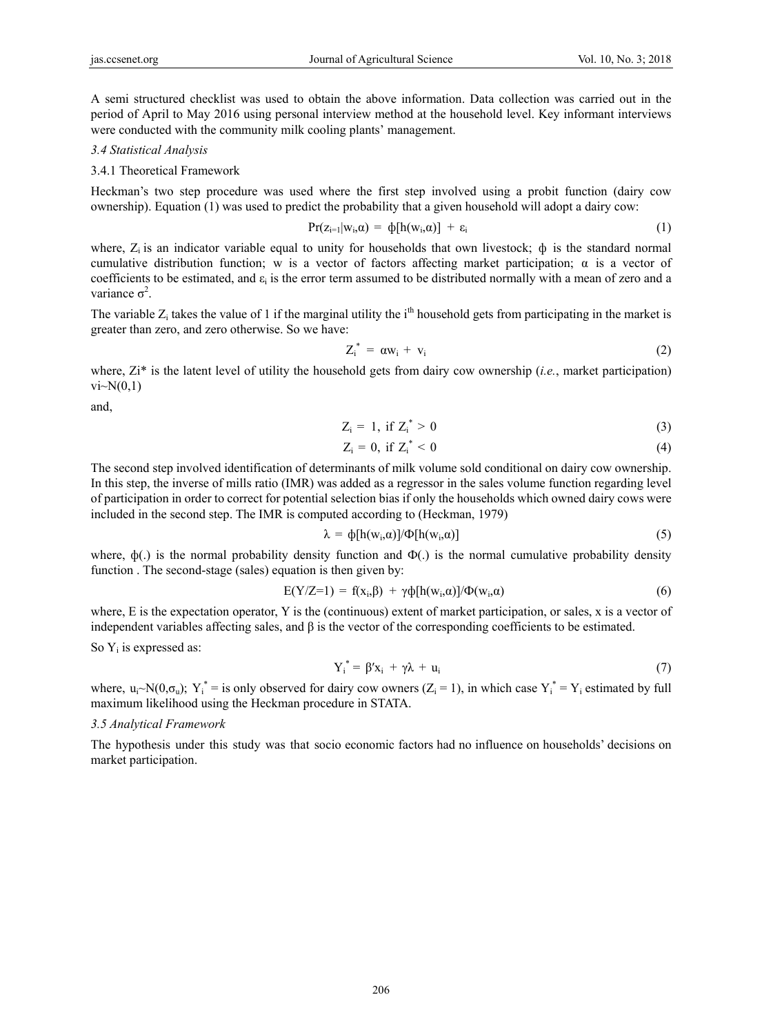A semi structured checklist was used to obtain the above information. Data collection was carried out in the period of April to May 2016 using personal interview method at the household level. Key informant interviews were conducted with the community milk cooling plants' management.

### *3.4 Statistical Analysis*

#### 3.4.1 Theoretical Framework

Heckman's two step procedure was used where the first step involved using a probit function (dairy cow ownership). Equation (1) was used to predict the probability that a given household will adopt a dairy cow:

$$\Pr(z_{i=1}|w_i,\alpha) = \phi[h(w_i,\alpha)] + \varepsilon_i \quad (1)$$

where, $Z_i$ is an indicator variable equal to unity for households that own livestock; $\phi$ is the standard normal cumulative distribution function; w is a vector of factors affecting market participation; $\alpha$ is a vector of coefficients to be estimated, and $\varepsilon_i$ is the error term assumed to be distributed normally with a mean of zero and a variance $\sigma^2$.

The variable $Z_i$ takes the value of 1 if the marginal utility the $i^{th}$ household gets from participating in the market is greater than zero, and zero otherwise. So we have:

$$Z_i^* = \alpha w_i + v_i \quad (2)$$

where, $Z_i^*$ is the latent level of utility the household gets from dairy cow ownership (*i.e.*, market participation) $v_i \sim N(0,1)$

and,

$$Z_i = 1, \text{ if } Z_i^* > 0 \quad (3)$$

$$Z_i = 0, \text{ if } Z_i^* < 0 \quad (4)$$

The second step involved identification of determinants of milk volume sold conditional on dairy cow ownership. In this step, the inverse of mills ratio (IMR) was added as a regressor in the sales volume function regarding level of participation in order to correct for potential selection bias if only the households which owned dairy cows were included in the second step. The IMR is computed according to (Heckman, 1979)

$$\lambda = \phi[h(w_i,\alpha)]/\Phi[h(w_i,\alpha)] \quad (5)$$

where, $\phi(.)$ is the normal probability density function and $\Phi(.)$ is the normal cumulative probability density function . The second-stage (sales) equation is then given by:

$$E(Y/Z=1) = f(x_i,\beta) + \gamma\phi[h(w_i,\alpha)]/\Phi(w_i,\alpha) \quad (6)$$

where, E is the expectation operator, Y is the (continuous) extent of market participation, or sales, x is a vector of independent variables affecting sales, and $\beta$ is the vector of the corresponding coefficients to be estimated.

So $Y_i$ is expressed as:

$$Y_i^* = \beta' x_i + \gamma\lambda + u_i \quad (7)$$

where, $u_i \sim N(0,\sigma_u)$; $Y_i^*$ = is only observed for dairy cow owners ($Z_i = 1$), in which case $Y_i^* = Y_i$ estimated by full maximum likelihood using the Heckman procedure in STATA.

### *3.5 Analytical Framework*

The hypothesis under this study was that socio economic factors had no influence on households' decisions on market participation.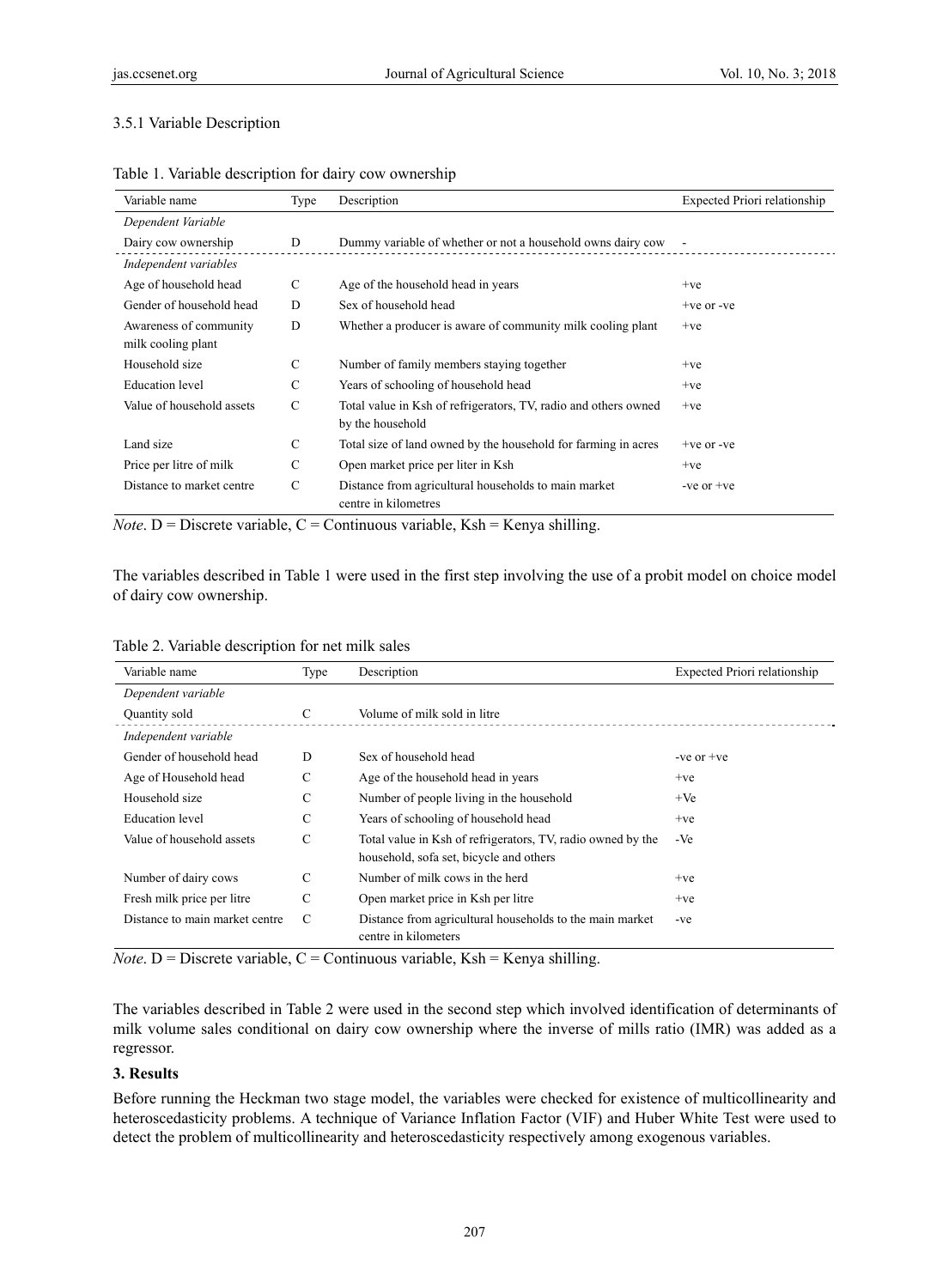#### 3.5.1 Variable Description

Table 1. Variable description for dairy cow ownership

| Variable name | Type | Description | Expected Priori relationship |
|---|---|---|---|
| *Dependent Variable* | | | |
| Dairy cow ownership | D | Dummy variable of whether or not a household owns dairy cow | - |
| *Independent variables* | | | |
| Age of household head | C | Age of the household head in years | +ve |
| Gender of household head | D | Sex of household head | +ve or -ve |
| Awareness of community milk cooling plant | D | Whether a producer is aware of community milk cooling plant | +ve |
| Household size | C | Number of family members staying together | +ve |
| Education level | C | Years of schooling of household head | +ve |
| Value of household assets | C | Total value in Ksh of refrigerators, TV, radio and others owned by the household | +ve |
| Land size | C | Total size of land owned by the household for farming in acres | +ve or -ve |
| Price per litre of milk | C | Open market price per liter in Ksh | +ve |
| Distance to market centre | C | Distance from agricultural households to main market centre in kilometres | -ve or +ve |

*Note*. D = Discrete variable, C = Continuous variable, Ksh = Kenya shilling.

The variables described in Table 1 were used in the first step involving the use of a probit model on choice model of dairy cow ownership.

Table 2. Variable description for net milk sales

| Variable name | Type | Description | Expected Priori relationship |
|---|---|---|---|
| *Dependent variable* | | | |
| Quantity sold | C | Volume of milk sold in litre | |
| *Independent variable* | | | |
| Gender of household head | D | Sex of household head | -ve or +ve |
| Age of Household head | C | Age of the household head in years | +ve |
| Household size | C | Number of people living in the household | +Ve |
| Education level | C | Years of schooling of household head | +ve |
| Value of household assets | C | Total value in Ksh of refrigerators, TV, radio owned by the household, sofa set, bicycle and others | -Ve |
| Number of dairy cows | C | Number of milk cows in the herd | +ve |
| Fresh milk price per litre | C | Open market price in Ksh per litre | +ve |
| Distance to main market centre | C | Distance from agricultural households to the main market centre in kilometers | -ve |

*Note*. D = Discrete variable, C = Continuous variable, Ksh = Kenya shilling.

The variables described in Table 2 were used in the second step which involved identification of determinants of milk volume sales conditional on dairy cow ownership where the inverse of mills ratio (IMR) was added as a regressor.

## 3. Results

Before running the Heckman two stage model, the variables were checked for existence of multicollinearity and heteroscedasticity problems. A technique of Variance Inflation Factor (VIF) and Huber White Test were used to detect the problem of multicollinearity and heteroscedasticity respectively among exogenous variables.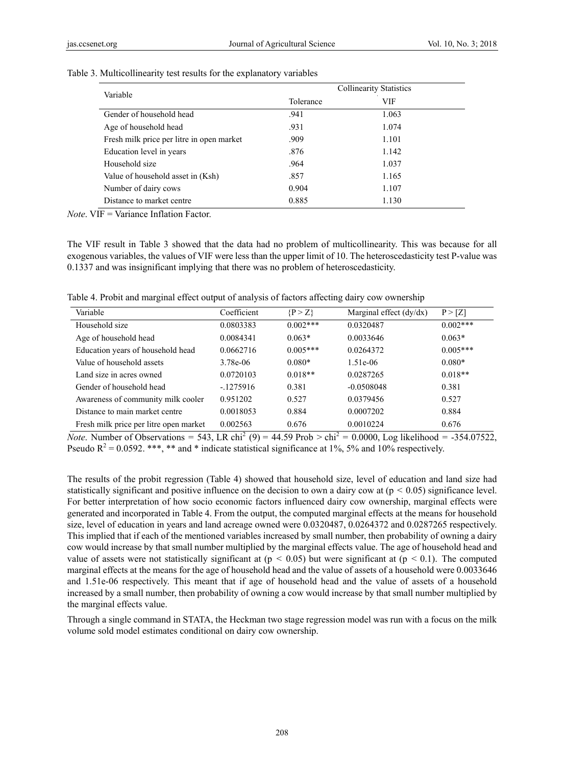Table 3. Multicollinearity test results for the explanatory variables

| Variable | Collinearity Statistics | |
|---|---|---|
| | Tolerance | VIF |
| Gender of household head | .941 | 1.063 |
| Age of household head | .931 | 1.074 |
| Fresh milk price per litre in open market | .909 | 1.101 |
| Education level in years | .876 | 1.142 |
| Household size | .964 | 1.037 |
| Value of household asset in (Ksh) | .857 | 1.165 |
| Number of dairy cows | 0.904 | 1.107 |
| Distance to market centre | 0.885 | 1.130 |

*Note*. VIF = Variance Inflation Factor.

The VIF result in Table 3 showed that the data had no problem of multicollinearity. This was because for all exogenous variables, the values of VIF were less than the upper limit of 10. The heteroscedasticity test P-value was 0.1337 and was insignificant implying that there was no problem of heteroscedasticity.

Table 4. Probit and marginal effect output of analysis of factors affecting dairy cow ownership

| Variable | Coefficient | {P > Z} | Marginal effect (dy/dx) | P > [Z] |
|---|---|---|---|---|
| Household size | 0.0803383 | 0.002*** | 0.0320487 | 0.002*** |
| Age of household head | 0.0084341 | 0.063* | 0.0033646 | 0.063* |
| Education years of household head | 0.0662716 | 0.005*** | 0.0264372 | 0.005*** |
| Value of household assets | 3.78e-06 | 0.080* | 1.51e-06 | 0.080* |
| Land size in acres owned | 0.0720103 | 0.018** | 0.0287265 | 0.018** |
| Gender of household head | -.1275916 | 0.381 | -0.0508048 | 0.381 |
| Awareness of community milk cooler | 0.951202 | 0.527 | 0.0379456 | 0.527 |
| Distance to main market centre | 0.0018053 | 0.884 | 0.0007202 | 0.884 |
| Fresh milk price per litre open market | 0.002563 | 0.676 | 0.0010224 | 0.676 |

*Note*. Number of Observations = 543, LR $chi^2$ (9) = 44.59 Prob > $chi^2$ = 0.0000, Log likelihood = -354.07522, Pseudo $R^2$ = 0.0592. ***, ** and * indicate statistical significance at 1%, 5% and 10% respectively.

The results of the probit regression (Table 4) showed that household size, level of education and land size had statistically significant and positive influence on the decision to own a dairy cow at ($p < 0.05$) significance level. For better interpretation of how socio economic factors influenced dairy cow ownership, marginal effects were generated and incorporated in Table 4. From the output, the computed marginal effects at the means for household size, level of education in years and land acreage owned were 0.0320487, 0.0264372 and 0.0287265 respectively. This implied that if each of the mentioned variables increased by small number, then probability of owning a dairy cow would increase by that small number multiplied by the marginal effects value. The age of household head and value of assets were not statistically significant at ($p < 0.05$) but were significant at ($p < 0.1$). The computed marginal effects at the means for the age of household head and the value of assets of a household were 0.0033646 and 1.51e-06 respectively. This meant that if age of household head and the value of assets of a household increased by a small number, then probability of owning a cow would increase by that small number multiplied by the marginal effects value.

Through a single command in STATA, the Heckman two stage regression model was run with a focus on the milk volume sold model estimates conditional on dairy cow ownership.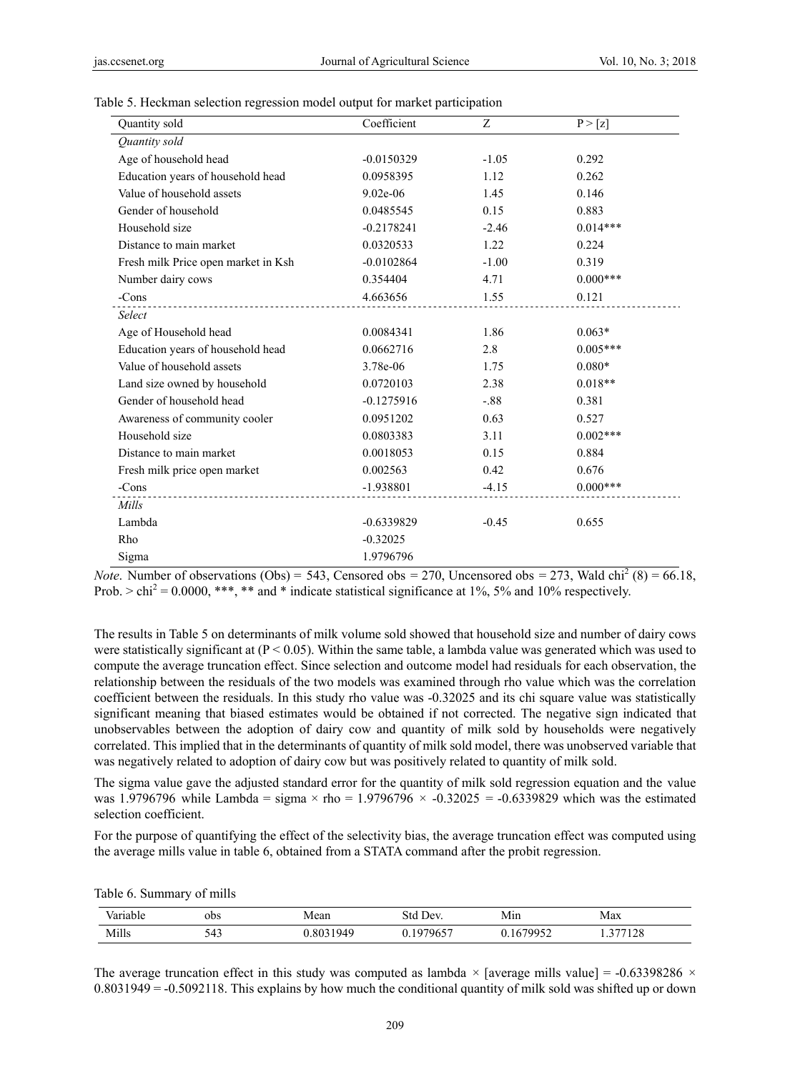Table 5. Heckman selection regression model output for market participation

| Quantity sold | Coefficient | Z | P > [z] |
|---|---|---|---|
| *Quantity sold* | | | |
| Age of household head | -0.0150329 | -1.05 | 0.292 |
| Education years of household head | 0.0958395 | 1.12 | 0.262 |
| Value of household assets | 9.02e-06 | 1.45 | 0.146 |
| Gender of household | 0.0485545 | 0.15 | 0.883 |
| Household size | -0.2178241 | -2.46 | 0.014*** |
| Distance to main market | 0.0320533 | 1.22 | 0.224 |
| Fresh milk Price open market in Ksh | -0.0102864 | -1.00 | 0.319 |
| Number dairy cows | 0.354404 | 4.71 | 0.000*** |
| -Cons | 4.663656 | 1.55 | 0.121 |
| *Select* | | | |
| Age of Household head | 0.0084341 | 1.86 | 0.063* |
| Education years of household head | 0.0662716 | 2.8 | 0.005*** |
| Value of household assets | 3.78e-06 | 1.75 | 0.080* |
| Land size owned by household | 0.0720103 | 2.38 | 0.018** |
| Gender of household head | -0.1275916 | -.88 | 0.381 |
| Awareness of community cooler | 0.0951202 | 0.63 | 0.527 |
| Household size | 0.0803383 | 3.11 | 0.002*** |
| Distance to main market | 0.0018053 | 0.15 | 0.884 |
| Fresh milk price open market | 0.002563 | 0.42 | 0.676 |
| -Cons | -1.938801 | -4.15 | 0.000*** |
| *Mills* | | | |
| Lambda | -0.6339829 | -0.45 | 0.655 |
| Rho | -0.32025 | | |
| Sigma | 1.9796796 | | |

*Note*. Number of observations (Obs) = 543, Censored obs = 270, Uncensored obs = 273, Wald $chi^2$ (8) = 66.18, Prob. > $chi^2$ = 0.0000, ***, ** and * indicate statistical significance at 1%, 5% and 10% respectively.

The results in Table 5 on determinants of milk volume sold showed that household size and number of dairy cows were statistically significant at ($P < 0.05$). Within the same table, a lambda value was generated which was used to compute the average truncation effect. Since selection and outcome model had residuals for each observation, the relationship between the residuals of the two models was examined through rho value which was the correlation coefficient between the residuals. In this study rho value was -0.32025 and its chi square value was statistically significant meaning that biased estimates would be obtained if not corrected. The negative sign indicated that unobservables between the adoption of dairy cow and quantity of milk sold by households were negatively correlated. This implied that in the determinants of quantity of milk sold model, there was unobserved variable that was negatively related to adoption of dairy cow but was positively related to quantity of milk sold.

The sigma value gave the adjusted standard error for the quantity of milk sold regression equation and the value was 1.9796796 while Lambda = sigma × rho = 1.9796796 × -0.32025 = -0.6339829 which was the estimated selection coefficient.

For the purpose of quantifying the effect of the selectivity bias, the average truncation effect was computed using the average mills value in table 6, obtained from a STATA command after the probit regression.

Table 6. Summary of mills

| Variable | obs | Mean | Std Dev. | Min | Max |
|---|---|---|---|---|---|
| Mills | 543 | 0.8031949 | 0.1979657 | 0.1679952 | 1.377128 |

The average truncation effect in this study was computed as lambda × [average mills value] = -0.63398286 × 0.8031949 = -0.5092118. This explains by how much the conditional quantity of milk sold was shifted up or down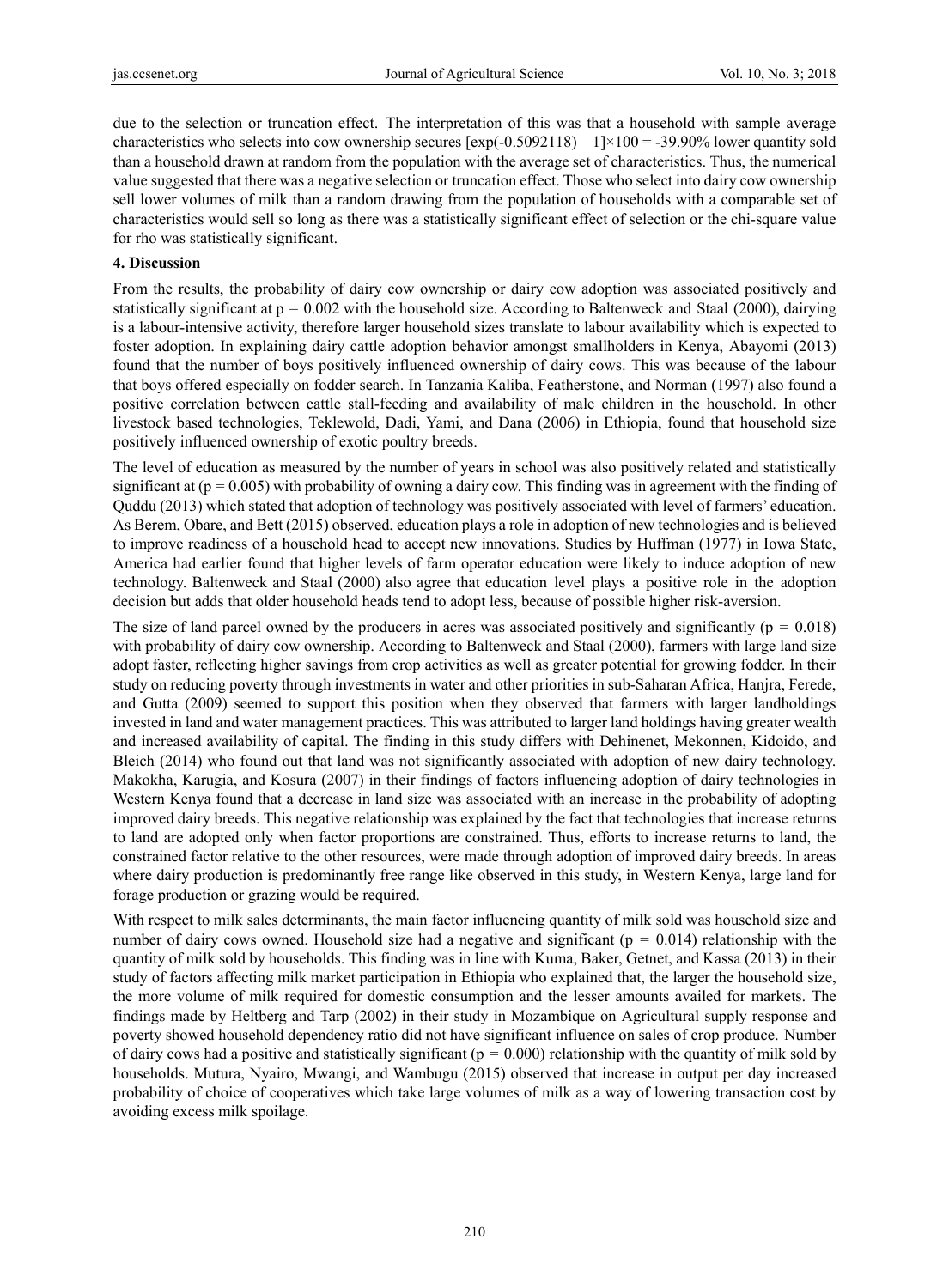due to the selection or truncation effect. The interpretation of this was that a household with sample average characteristics who selects into cow ownership secures $[\exp(-0.5092118) - 1] \times 100 = -39.90\%$ lower quantity sold than a household drawn at random from the population with the average set of characteristics. Thus, the numerical value suggested that there was a negative selection or truncation effect. Those who select into dairy cow ownership sell lower volumes of milk than a random drawing from the population of households with a comparable set of characteristics would sell so long as there was a statistically significant effect of selection or the chi-square value for rho was statistically significant.

## 4. Discussion

From the results, the probability of dairy cow ownership or dairy cow adoption was associated positively and statistically significant at $p = 0.002$ with the household size. According to Baltenweck and Staal (2000), dairying is a labour-intensive activity, therefore larger household sizes translate to labour availability which is expected to foster adoption. In explaining dairy cattle adoption behavior amongst smallholders in Kenya, Abayomi (2013) found that the number of boys positively influenced ownership of dairy cows. This was because of the labour that boys offered especially on fodder search. In Tanzania Kaliba, Featherstone, and Norman (1997) also found a positive correlation between cattle stall-feeding and availability of male children in the household. In other livestock based technologies, Teklewold, Dadi, Yami, and Dana (2006) in Ethiopia, found that household size positively influenced ownership of exotic poultry breeds.

The level of education as measured by the number of years in school was also positively related and statistically significant at ($p = 0.005$) with probability of owning a dairy cow. This finding was in agreement with the finding of Quddu (2013) which stated that adoption of technology was positively associated with level of farmers' education. As Berem, Obare, and Bett (2015) observed, education plays a role in adoption of new technologies and is believed to improve readiness of a household head to accept new innovations. Studies by Huffman (1977) in Iowa State, America had earlier found that higher levels of farm operator education were likely to induce adoption of new technology. Baltenweck and Staal (2000) also agree that education level plays a positive role in the adoption decision but adds that older household heads tend to adopt less, because of possible higher risk-aversion.

The size of land parcel owned by the producers in acres was associated positively and significantly ($p = 0.018$) with probability of dairy cow ownership. According to Baltenweck and Staal (2000), farmers with large land size adopt faster, reflecting higher savings from crop activities as well as greater potential for growing fodder. In their study on reducing poverty through investments in water and other priorities in sub-Saharan Africa, Hanjra, Ferede, and Gutta (2009) seemed to support this position when they observed that farmers with larger landholdings invested in land and water management practices. This was attributed to larger land holdings having greater wealth and increased availability of capital. The finding in this study differs with Dehinenet, Mekonnen, Kidoido, and Bleich (2014) who found out that land was not significantly associated with adoption of new dairy technology. Makokha, Karugia, and Kosura (2007) in their findings of factors influencing adoption of dairy technologies in Western Kenya found that a decrease in land size was associated with an increase in the probability of adopting improved dairy breeds. This negative relationship was explained by the fact that technologies that increase returns to land are adopted only when factor proportions are constrained. Thus, efforts to increase returns to land, the constrained factor relative to the other resources, were made through adoption of improved dairy breeds. In areas where dairy production is predominantly free range like observed in this study, in Western Kenya, large land for forage production or grazing would be required.

With respect to milk sales determinants, the main factor influencing quantity of milk sold was household size and number of dairy cows owned. Household size had a negative and significant ($p = 0.014$) relationship with the quantity of milk sold by households. This finding was in line with Kuma, Baker, Getnet, and Kassa (2013) in their study of factors affecting milk market participation in Ethiopia who explained that, the larger the household size, the more volume of milk required for domestic consumption and the lesser amounts availed for markets. The findings made by Heltberg and Tarp (2002) in their study in Mozambique on Agricultural supply response and poverty showed household dependency ratio did not have significant influence on sales of crop produce. Number of dairy cows had a positive and statistically significant ($p = 0.000$) relationship with the quantity of milk sold by households. Mutura, Nyairo, Mwangi, and Wambugu (2015) observed that increase in output per day increased probability of choice of cooperatives which take large volumes of milk as a way of lowering transaction cost by avoiding excess milk spoilage.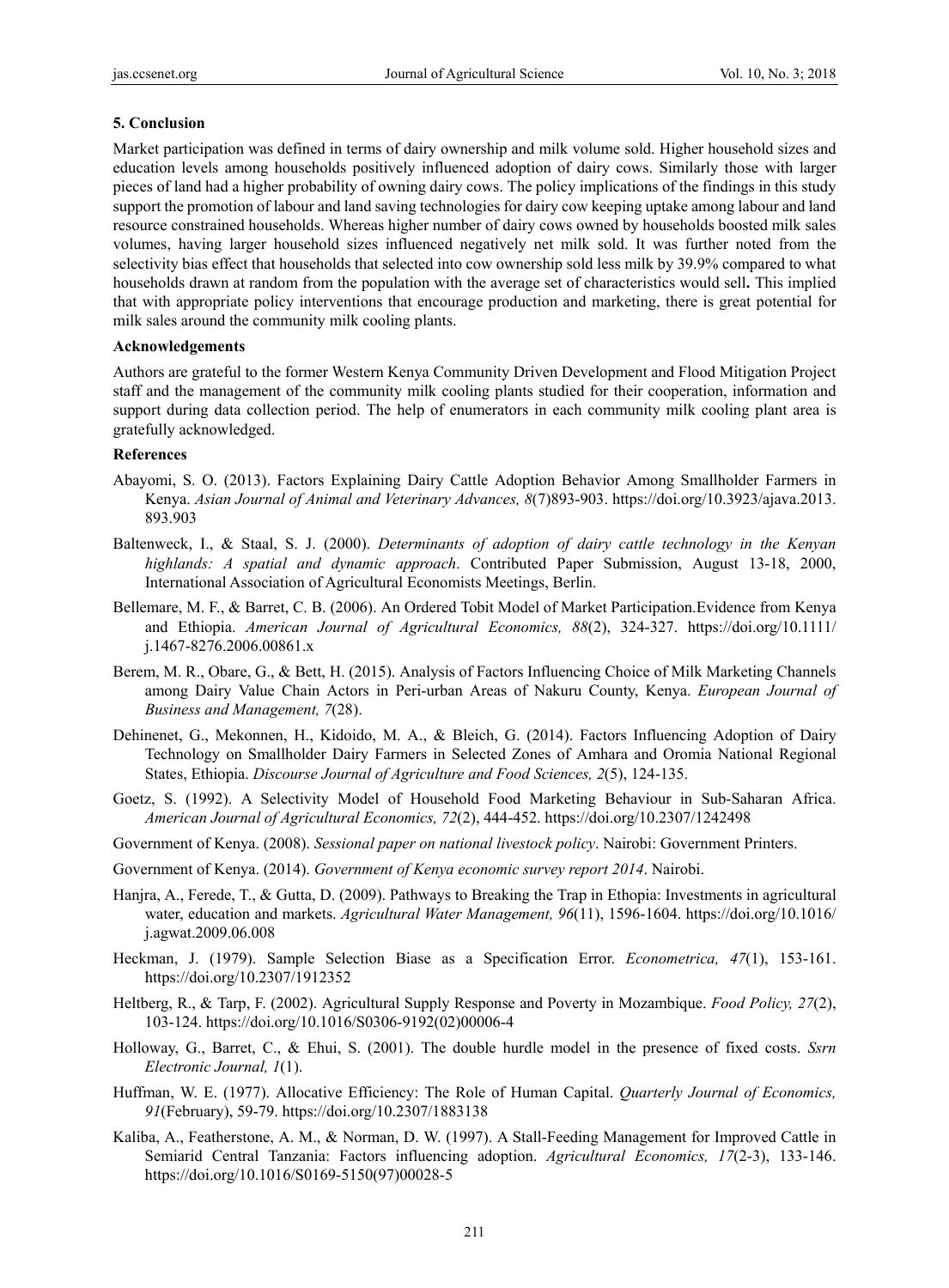## 5. Conclusion

Market participation was defined in terms of dairy ownership and milk volume sold. Higher household sizes and education levels among households positively influenced adoption of dairy cows. Similarly those with larger pieces of land had a higher probability of owning dairy cows. The policy implications of the findings in this study support the promotion of labour and land saving technologies for dairy cow keeping uptake among labour and land resource constrained households. Whereas higher number of dairy cows owned by households boosted milk sales volumes, having larger household sizes influenced negatively net milk sold. It was further noted from the selectivity bias effect that households that selected into cow ownership sold less milk by 39.9% compared to what households drawn at random from the population with the average set of characteristics would sell**.** This implied that with appropriate policy interventions that encourage production and marketing, there is great potential for milk sales around the community milk cooling plants.

### Acknowledgements

Authors are grateful to the former Western Kenya Community Driven Development and Flood Mitigation Project staff and the management of the community milk cooling plants studied for their cooperation, information and support during data collection period. The help of enumerators in each community milk cooling plant area is gratefully acknowledged.

### References

Abayomi, S. O. (2013). Factors Explaining Dairy Cattle Adoption Behavior Among Smallholder Farmers in Kenya. *Asian Journal of Animal and Veterinary Advances, 8*(7)893-903. https://doi.org/10.3923/ajava.2013.893.903

Baltenweck, I., & Staal, S. J. (2000). *Determinants of adoption of dairy cattle technology in the Kenyan highlands: A spatial and dynamic approach*. Contributed Paper Submission, August 13-18, 2000, International Association of Agricultural Economists Meetings, Berlin.

Bellemare, M. F., & Barret, C. B. (2006). An Ordered Tobit Model of Market Participation.Evidence from Kenya and Ethiopia. *American Journal of Agricultural Economics, 88*(2), 324-327. https://doi.org/10.1111/j.1467-8276.2006.00861.x

Berem, M. R., Obare, G., & Bett, H. (2015). Analysis of Factors Influencing Choice of Milk Marketing Channels among Dairy Value Chain Actors in Peri-urban Areas of Nakuru County, Kenya. *European Journal of Business and Management, 7*(28).

Dehinenet, G., Mekonnen, H., Kidoido, M. A., & Bleich, G. (2014). Factors Influencing Adoption of Dairy Technology on Smallholder Dairy Farmers in Selected Zones of Amhara and Oromia National Regional States, Ethiopia. *Discourse Journal of Agriculture and Food Sciences, 2*(5), 124-135.

Goetz, S. (1992). A Selectivity Model of Household Food Marketing Behaviour in Sub-Saharan Africa. *American Journal of Agricultural Economics, 72*(2), 444-452. https://doi.org/10.2307/1242498

Government of Kenya. (2008). *Sessional paper on national livestock policy*. Nairobi: Government Printers.

Government of Kenya. (2014). *Government of Kenya economic survey report 2014*. Nairobi.

Hanjra, A., Ferede, T., & Gutta, D. (2009). Pathways to Breaking the Trap in Ethopia: Investments in agricultural water, education and markets. *Agricultural Water Management, 96*(11), 1596-1604. https://doi.org/10.1016/j.agwat.2009.06.008

Heckman, J. (1979). Sample Selection Biase as a Specification Error. *Econometrica, 47*(1), 153-161. https://doi.org/10.2307/1912352

Heltberg, R., & Tarp, F. (2002). Agricultural Supply Response and Poverty in Mozambique. *Food Policy, 27*(2), 103-124. https://doi.org/10.1016/S0306-9192(02)00006-4

Holloway, G., Barret, C., & Ehui, S. (2001). The double hurdle model in the presence of fixed costs. *Ssrn Electronic Journal, 1*(1).

Huffman, W. E. (1977). Allocative Efficiency: The Role of Human Capital. *Quarterly Journal of Economics, 91*(February), 59-79. https://doi.org/10.2307/1883138

Kaliba, A., Featherstone, A. M., & Norman, D. W. (1997). A Stall-Feeding Management for Improved Cattle in Semiarid Central Tanzania: Factors influencing adoption. *Agricultural Economics, 17*(2-3), 133-146. https://doi.org/10.1016/S0169-5150(97)00028-5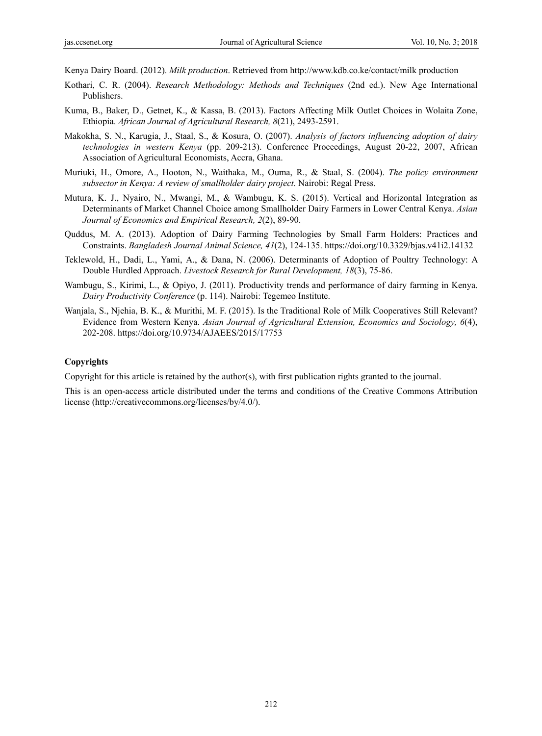Kenya Dairy Board. (2012). *Milk production*. Retrieved from http://www.kdb.co.ke/contact/milk production

Kothari, C. R. (2004). *Research Methodology: Methods and Techniques* (2nd ed.). New Age International Publishers.

Kuma, B., Baker, D., Getnet, K., & Kassa, B. (2013). Factors Affecting Milk Outlet Choices in Wolaita Zone, Ethiopia. *African Journal of Agricultural Research, 8*(21), 2493-2591.

Makokha, S. N., Karugia, J., Staal, S., & Kosura, O. (2007). *Analysis of factors influencing adoption of dairy technologies in western Kenya* (pp. 209-213). Conference Proceedings, August 20-22, 2007, African Association of Agricultural Economists, Accra, Ghana.

Muriuki, H., Omore, A., Hooton, N., Waithaka, M., Ouma, R., & Staal, S. (2004). *The policy environment subsector in Kenya: A review of smallholder dairy project*. Nairobi: Regal Press.

Mutura, K. J., Nyairo, N., Mwangi, M., & Wambugu, K. S. (2015). Vertical and Horizontal Integration as Determinants of Market Channel Choice among Smallholder Dairy Farmers in Lower Central Kenya. *Asian Journal of Economics and Empirical Research, 2*(2), 89-90.

Quddus, M. A. (2013). Adoption of Dairy Farming Technologies by Small Farm Holders: Practices and Constraints. *Bangladesh Journal Animal Science, 41*(2), 124-135. https://doi.org/10.3329/bjas.v41i2.14132

Teklewold, H., Dadi, L., Yami, A., & Dana, N. (2006). Determinants of Adoption of Poultry Technology: A Double Hurdled Approach. *Livestock Research for Rural Development, 18*(3), 75-86.

Wambugu, S., Kirimi, L., & Opiyo, J. (2011). Productivity trends and performance of dairy farming in Kenya. *Dairy Productivity Conference* (p. 114). Nairobi: Tegemeo Institute.

Wanjala, S., Njehia, B. K., & Murithi, M. F. (2015). Is the Traditional Role of Milk Cooperatives Still Relevant? Evidence from Western Kenya. *Asian Journal of Agricultural Extension, Economics and Sociology, 6*(4), 202-208. https://doi.org/10.9734/AJAEES/2015/17753

**Copyrights**

Copyright for this article is retained by the author(s), with first publication rights granted to the journal.

This is an open-access article distributed under the terms and conditions of the Creative Commons Attribution license (http://creativecommons.org/licenses/by/4.0/).